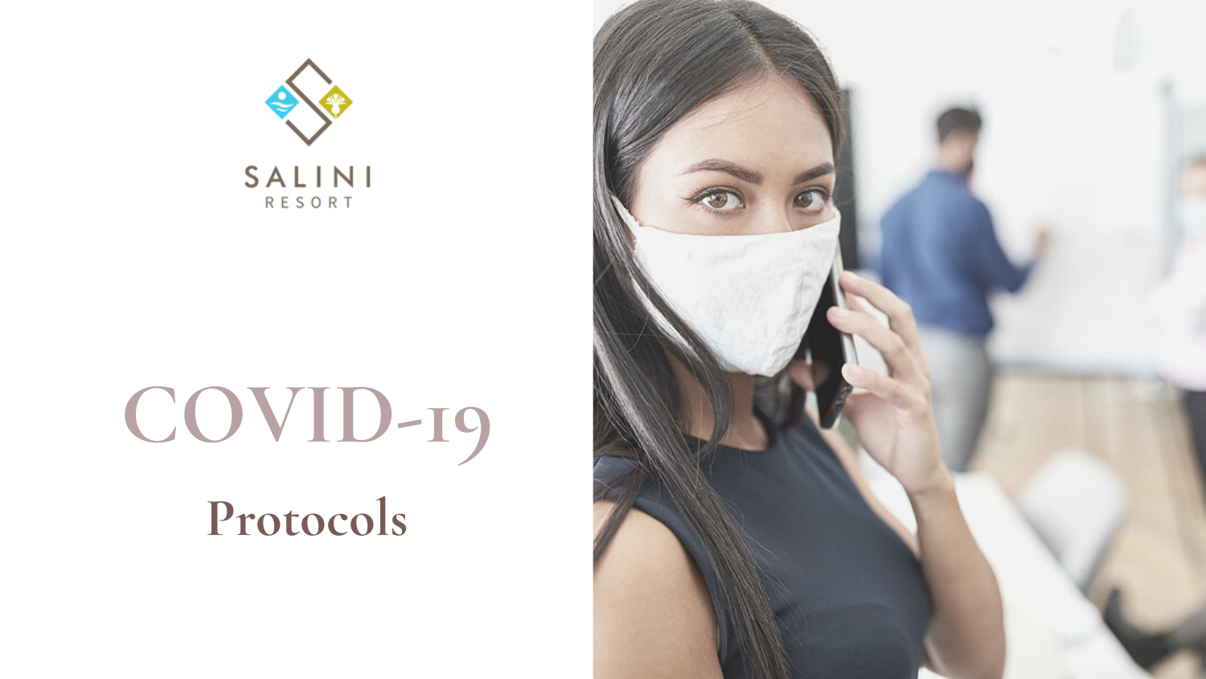SALINI

RESORT

# COVID-19

## Protocols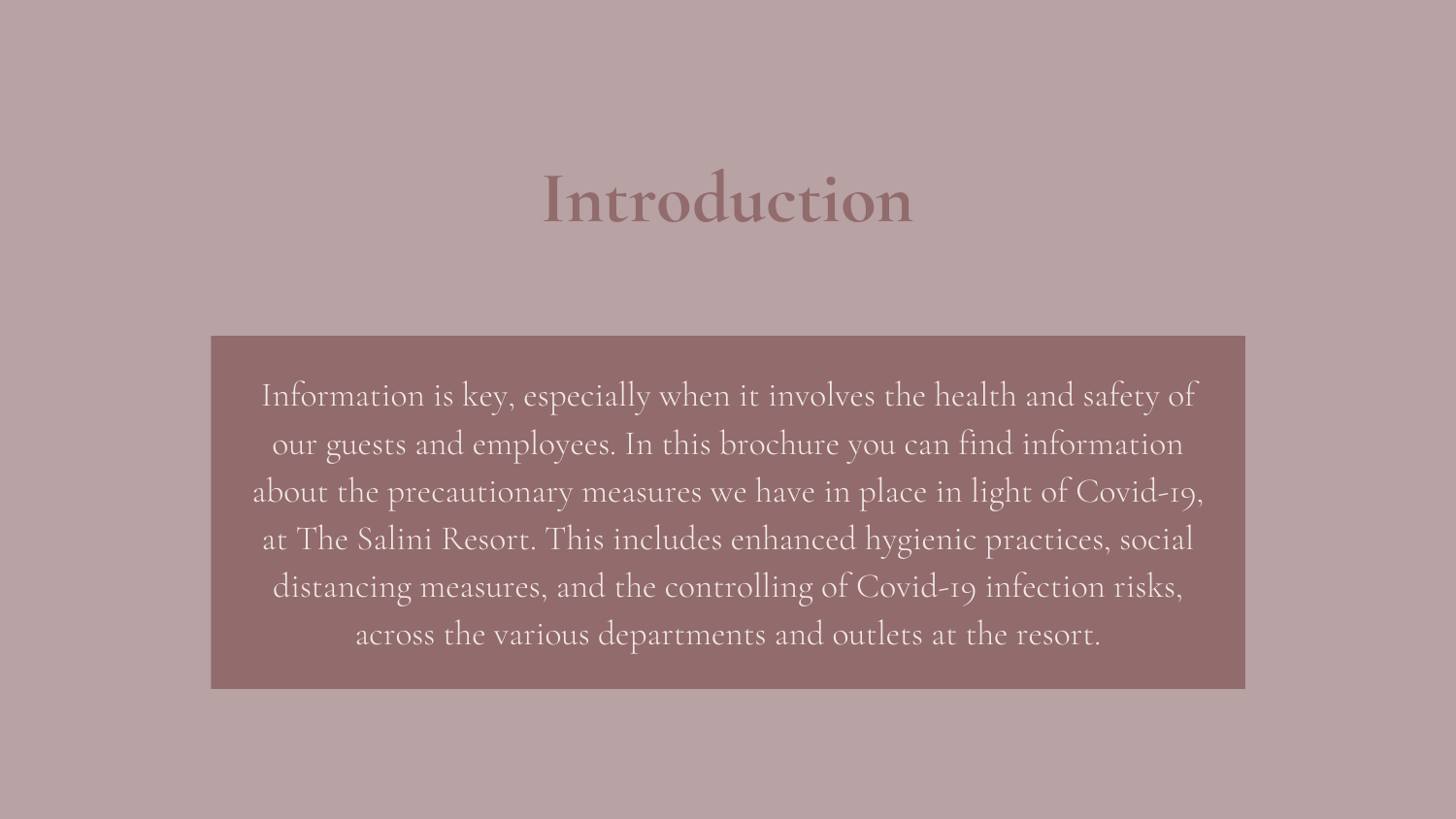# Introduction

Information is key, especially when it involves the health and safety of our guests and employees. In this brochure you can find information about the precautionary measures we have in place in light of Covid-19, at The Salini Resort. This includes enhanced hygienic practices, social distancing measures, and the controlling of Covid-19 infection risks, across the various departments and outlets at the resort.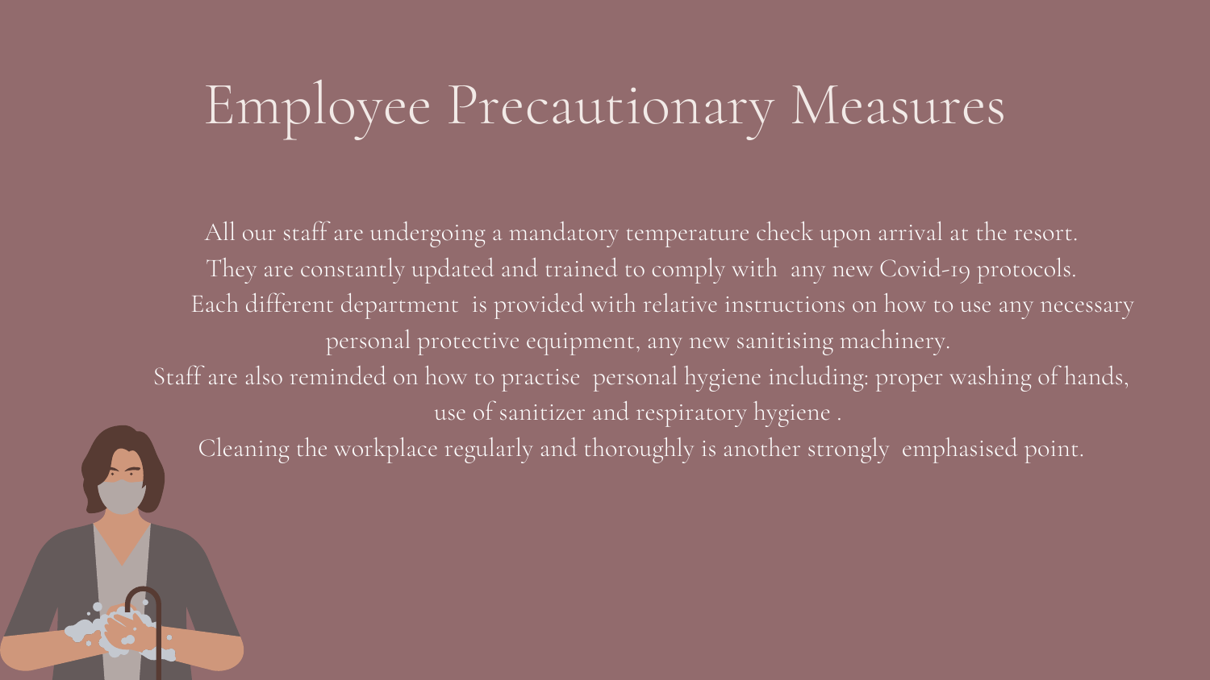# Employee Precautionary Measures

All our staff are undergoing a mandatory temperature check upon arrival at the resort.
They are constantly updated and trained to comply with any new Covid-19 protocols.
Each different department is provided with relative instructions on how to use any necessary personal protective equipment, any new sanitising machinery.
Staff are also reminded on how to practise personal hygiene including: proper washing of hands, use of sanitizer and respiratory hygiene .
Cleaning the workplace regularly and thoroughly is another strongly emphasised point.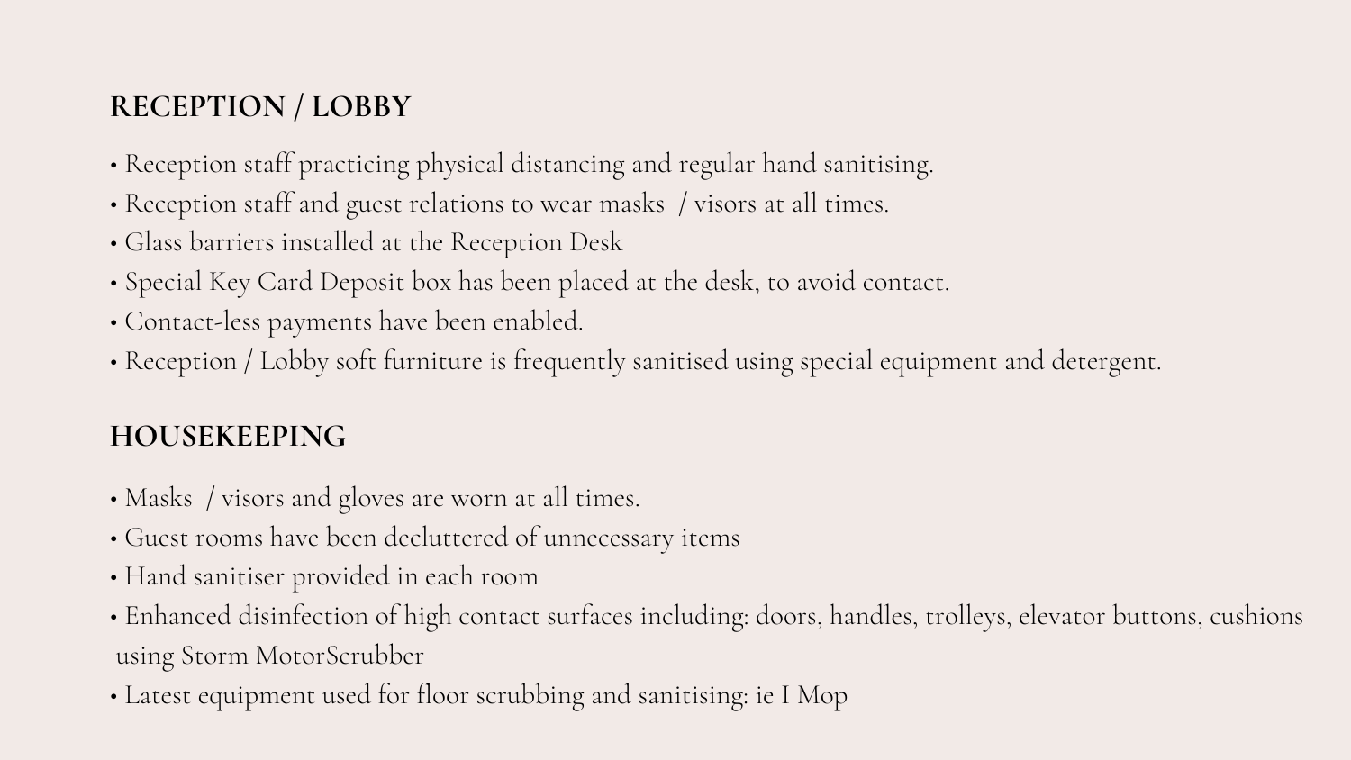## RECEPTION / LOBBY

- Reception staff practicing physical distancing and regular hand sanitising.
- Reception staff and guest relations to wear masks / visors at all times.
- Glass barriers installed at the Reception Desk
- Special Key Card Deposit box has been placed at the desk, to avoid contact.
- Contact-less payments have been enabled.
- Reception / Lobby soft furniture is frequently sanitised using special equipment and detergent.

## HOUSEKEEPING

- Masks / visors and gloves are worn at all times.
- Guest rooms have been decluttered of unnecessary items
- Hand sanitiser provided in each room
- Enhanced disinfection of high contact surfaces including: doors, handles, trolleys, elevator buttons, cushions using Storm MotorScrubber
- Latest equipment used for floor scrubbing and sanitising: ie I Mop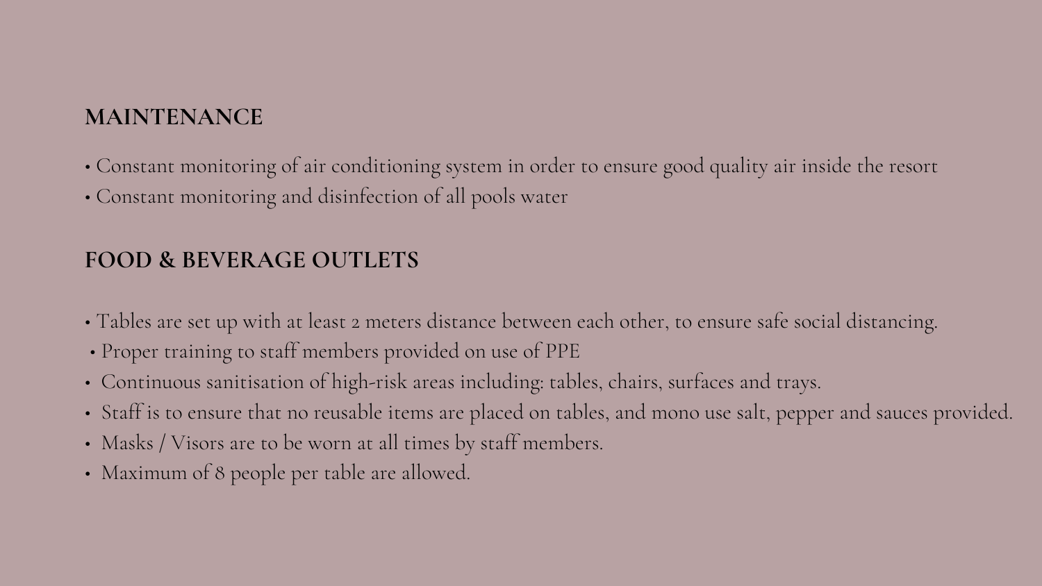## MAINTENANCE

- Constant monitoring of air conditioning system in order to ensure good quality air inside the resort
- Constant monitoring and disinfection of all pools water

## FOOD & BEVERAGE OUTLETS

- Tables are set up with at least 2 meters distance between each other, to ensure safe social distancing.
- Proper training to staff members provided on use of PPE
- Continuous sanitisation of high-risk areas including: tables, chairs, surfaces and trays.
- Staff is to ensure that no reusable items are placed on tables, and mono use salt, pepper and sauces provided.
- Masks / Visors are to be worn at all times by staff members.
- Maximum of 8 people per table are allowed.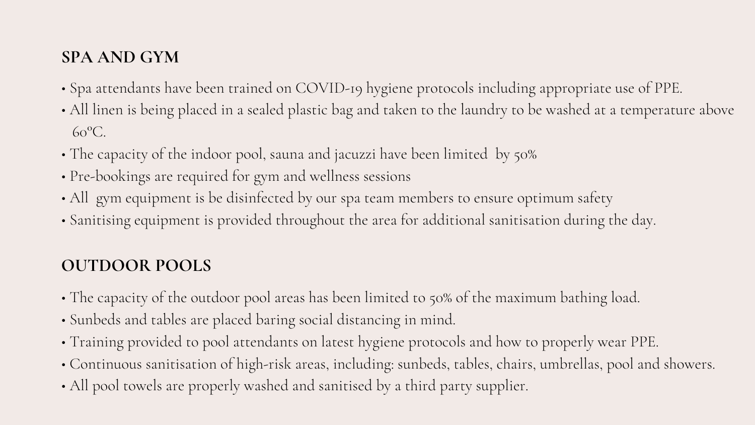## SPA AND GYM

- Spa attendants have been trained on COVID-19 hygiene protocols including appropriate use of PPE.
- All linen is being placed in a sealed plastic bag and taken to the laundry to be washed at a temperature above 60ºC.
- The capacity of the indoor pool, sauna and jacuzzi have been limited by 50%
- Pre-bookings are required for gym and wellness sessions
- All gym equipment is be disinfected by our spa team members to ensure optimum safety
- Sanitising equipment is provided throughout the area for additional sanitisation during the day.

## OUTDOOR POOLS

- The capacity of the outdoor pool areas has been limited to 50% of the maximum bathing load.
- Sunbeds and tables are placed baring social distancing in mind.
- Training provided to pool attendants on latest hygiene protocols and how to properly wear PPE.
- Continuous sanitisation of high-risk areas, including: sunbeds, tables, chairs, umbrellas, pool and showers.
- All pool towels are properly washed and sanitised by a third party supplier.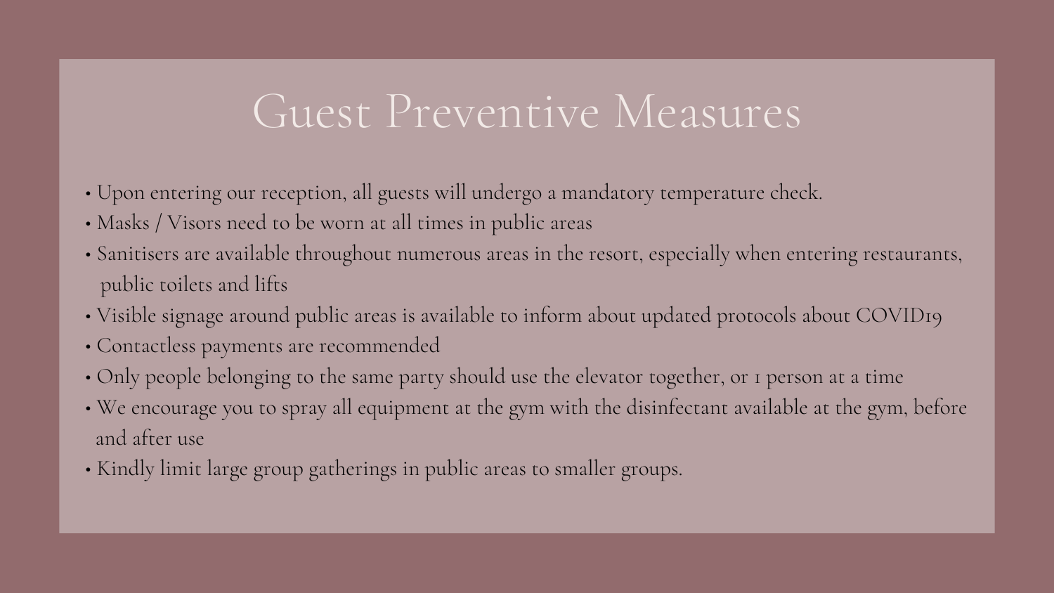# Guest Preventive Measures

- Upon entering our reception, all guests will undergo a mandatory temperature check.
- Masks / Visors need to be worn at all times in public areas
- Sanitisers are available throughout numerous areas in the resort, especially when entering restaurants, public toilets and lifts
- Visible signage around public areas is available to inform about updated protocols about COVID19
- Contactless payments are recommended
- Only people belonging to the same party should use the elevator together, or 1 person at a time
- We encourage you to spray all equipment at the gym with the disinfectant available at the gym, before and after use
- Kindly limit large group gatherings in public areas to smaller groups.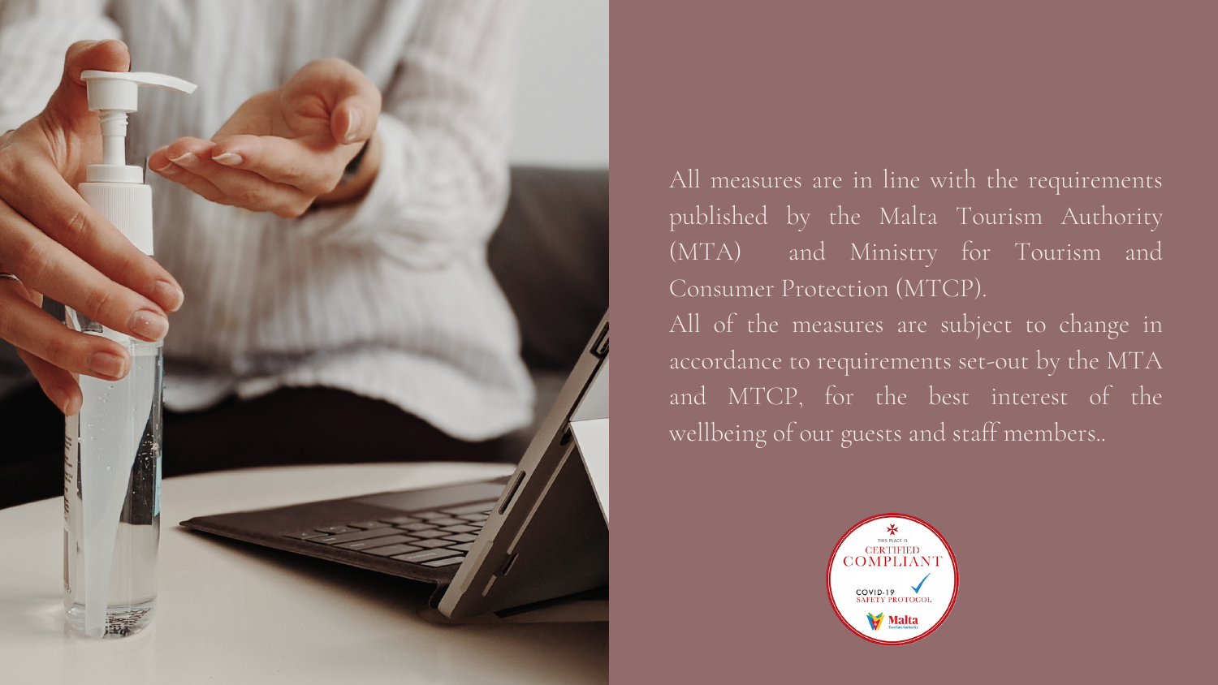All measures are in line with the requirements published by the Malta Tourism Authority (MTA) and Ministry for Tourism and Consumer Protection (MTCP).

All of the measures are subject to change in accordance to requirements set-out by the MTA and MTCP, for the best interest of the wellbeing of our guests and staff members..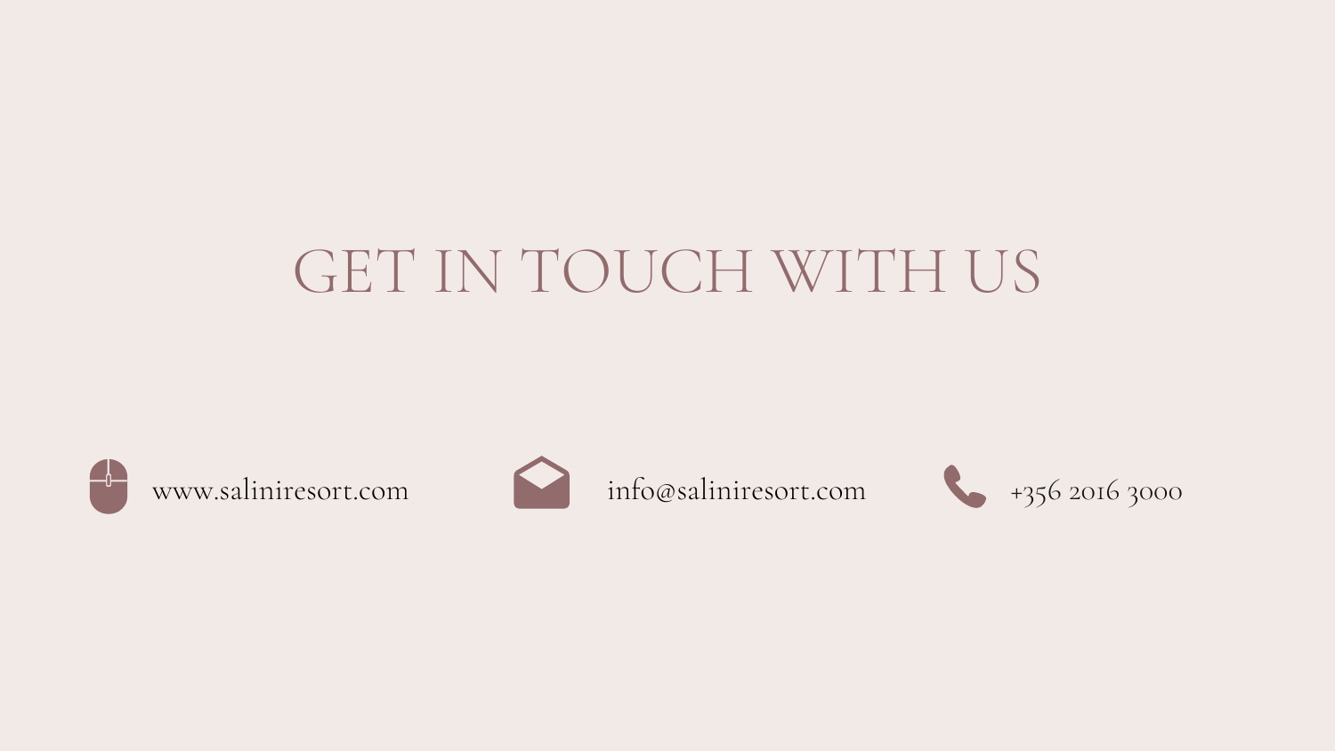# GET IN TOUCH WITH US

www.saliniresort.com

info@saliniresort.com

+356 2016 3000